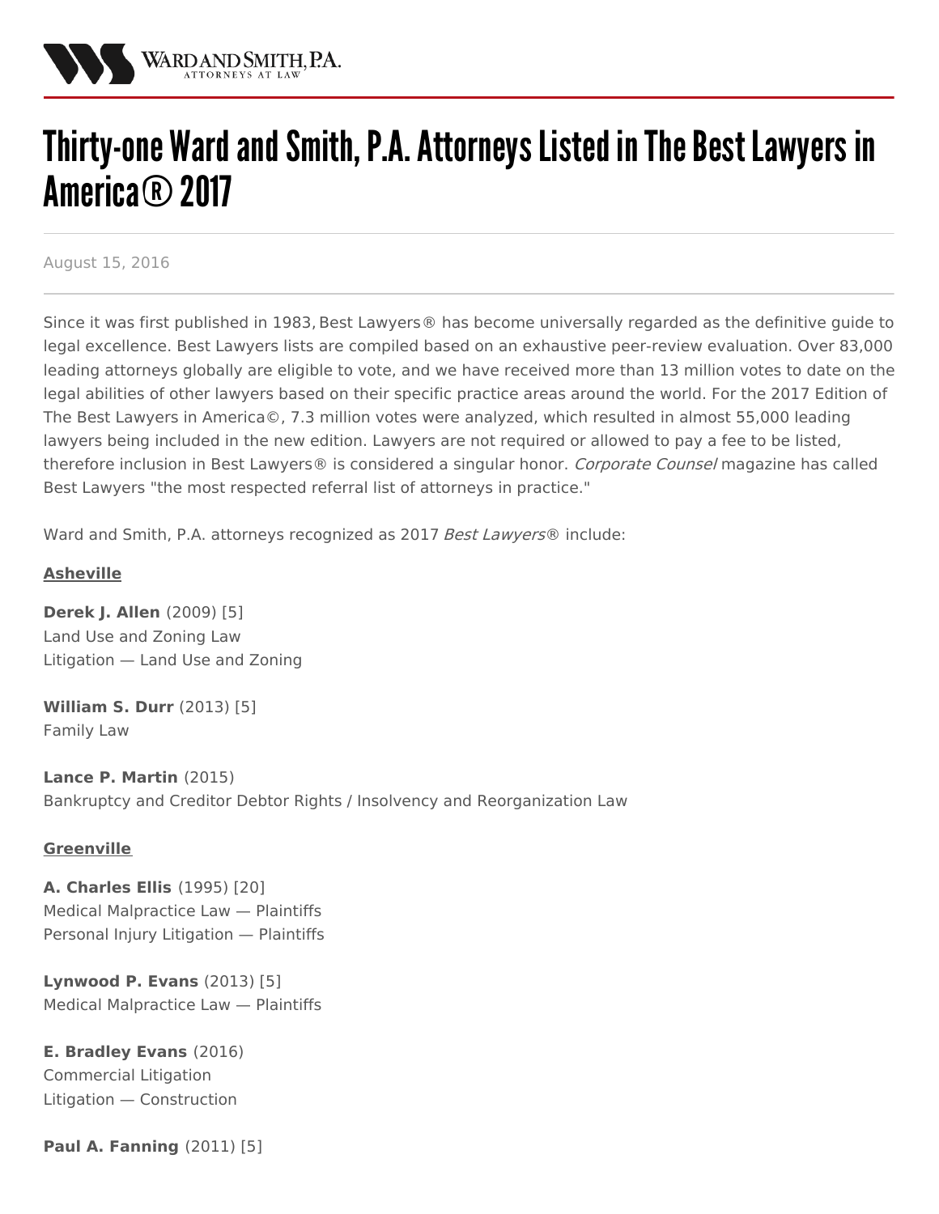# Thirty-one Ward and Smith, P.A. Attorneys Listed in The Best Lawyers in America® 2017

August 15, 2016

Since it was first published in 1983, Best Lawyers® has become universally regarded as the definitive guide to legal excellence. Best Lawyers lists are compiled based on an exhaustive peer-review evaluation. Over 83,000 leading attorneys globally are eligible to vote, and we have received more than 13 million votes to date on the legal abilities of other lawyers based on their specific practice areas around the world. For the 2017 Edition of The Best Lawyers in America©, 7.3 million votes were analyzed, which resulted in almost 55,000 leading lawyers being included in the new edition. Lawyers are not required or allowed to pay a fee to be listed, therefore inclusion in Best Lawyers® is considered a singular honor. *Corporate Counsel* magazine has called Best Lawyers "the most respected referral list of attorneys in practice."

Ward and Smith, P.A. attorneys recognized as 2017 *Best Lawyers*® include:

**Asheville**

**Derek J. Allen** (2009) [5]
Land Use and Zoning Law
Litigation — Land Use and Zoning

**William S. Durr** (2013) [5]
Family Law

**Lance P. Martin** (2015)
Bankruptcy and Creditor Debtor Rights / Insolvency and Reorganization Law

**Greenville**

**A. Charles Ellis** (1995) [20]
Medical Malpractice Law — Plaintiffs
Personal Injury Litigation — Plaintiffs

**Lynwood P. Evans** (2013) [5]
Medical Malpractice Law — Plaintiffs

**E. Bradley Evans** (2016)
Commercial Litigation
Litigation — Construction

**Paul A. Fanning** (2011) [5]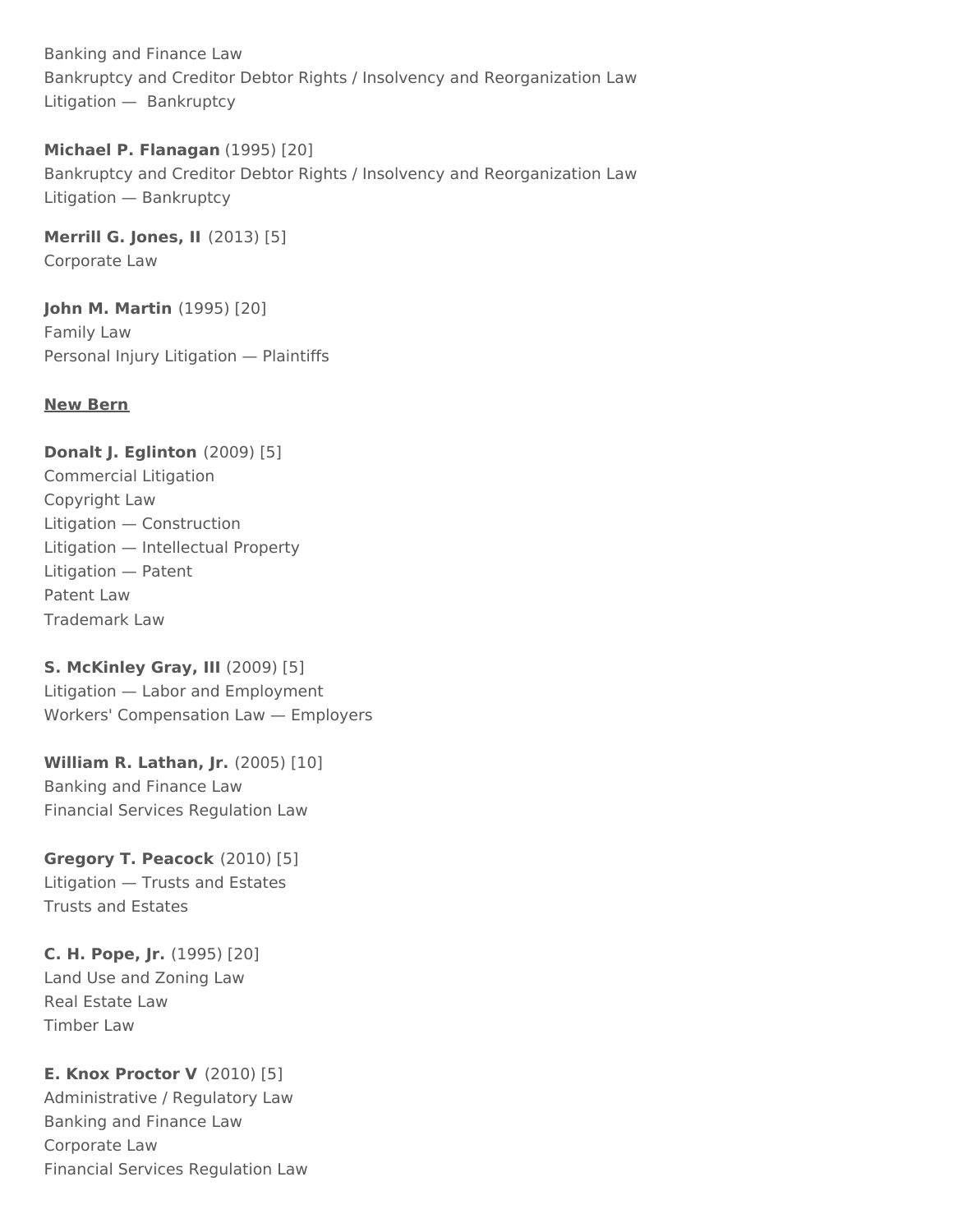Banking and Finance Law
Bankruptcy and Creditor Debtor Rights / Insolvency and Reorganization Law
Litigation — Bankruptcy

**Michael P. Flanagan** (1995) [20]
Bankruptcy and Creditor Debtor Rights / Insolvency and Reorganization Law
Litigation — Bankruptcy

**Merrill G. Jones, II** (2013) [5]
Corporate Law

**John M. Martin** (1995) [20]
Family Law
Personal Injury Litigation — Plaintiffs

**New Bern**

**Donalt J. Eglinton** (2009) [5]
Commercial Litigation
Copyright Law
Litigation — Construction
Litigation — Intellectual Property
Litigation — Patent
Patent Law
Trademark Law

**S. McKinley Gray, III** (2009) [5]
Litigation — Labor and Employment
Workers' Compensation Law — Employers

**William R. Lathan, Jr.** (2005) [10]
Banking and Finance Law
Financial Services Regulation Law

**Gregory T. Peacock** (2010) [5]
Litigation — Trusts and Estates
Trusts and Estates

**C. H. Pope, Jr.** (1995) [20]
Land Use and Zoning Law
Real Estate Law
Timber Law

**E. Knox Proctor V** (2010) [5]
Administrative / Regulatory Law
Banking and Finance Law
Corporate Law
Financial Services Regulation Law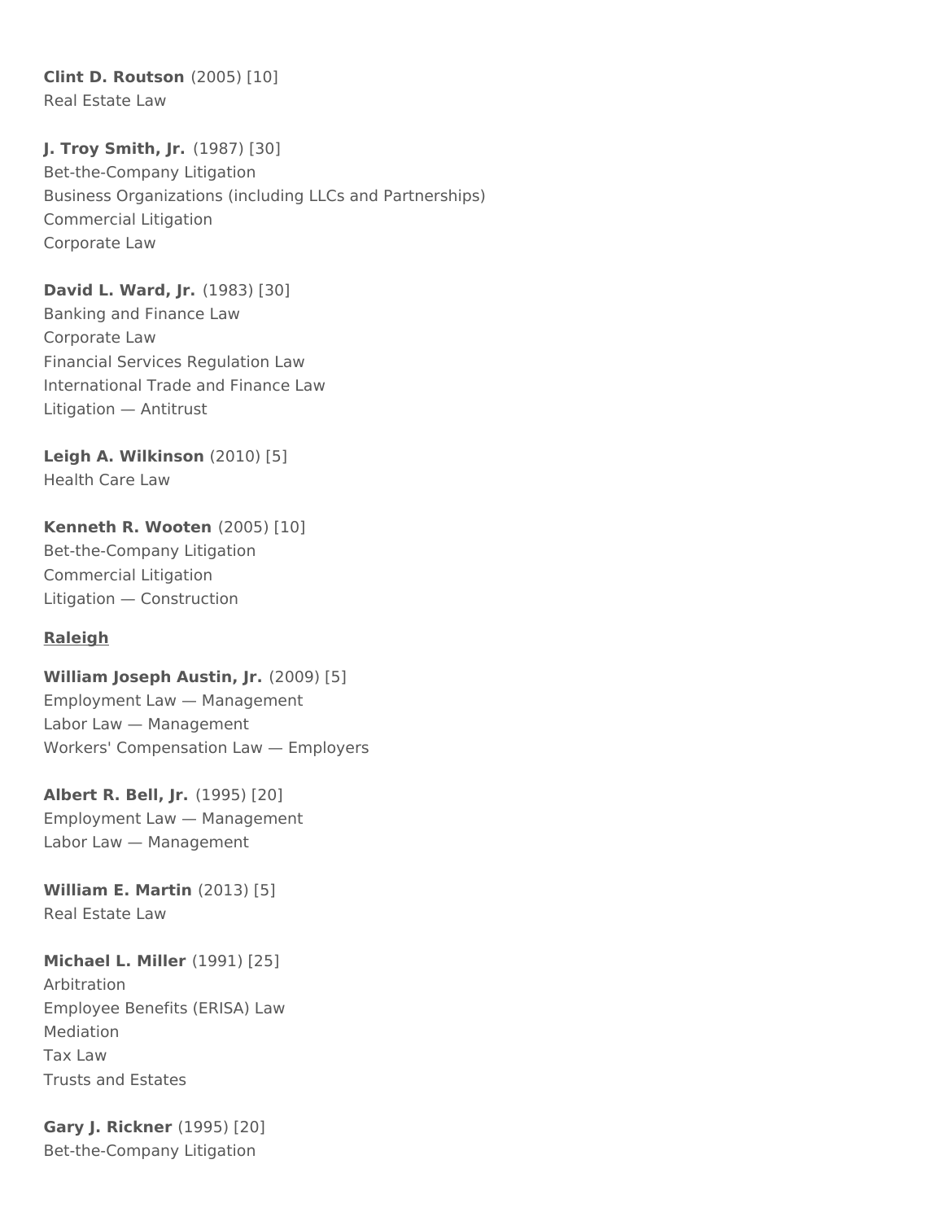**Clint D. Routson** (2005) [10]
Real Estate Law

**J. Troy Smith, Jr.** (1987) [30]
Bet-the-Company Litigation
Business Organizations (including LLCs and Partnerships)
Commercial Litigation
Corporate Law

**David L. Ward, Jr.** (1983) [30]
Banking and Finance Law
Corporate Law
Financial Services Regulation Law
International Trade and Finance Law
Litigation — Antitrust

**Leigh A. Wilkinson** (2010) [5]
Health Care Law

**Kenneth R. Wooten** (2005) [10]
Bet-the-Company Litigation
Commercial Litigation
Litigation — Construction

**Raleigh**

**William Joseph Austin, Jr.** (2009) [5]
Employment Law — Management
Labor Law — Management
Workers' Compensation Law — Employers

**Albert R. Bell, Jr.** (1995) [20]
Employment Law — Management
Labor Law — Management

**William E. Martin** (2013) [5]
Real Estate Law

**Michael L. Miller** (1991) [25]
Arbitration
Employee Benefits (ERISA) Law
Mediation
Tax Law
Trusts and Estates

**Gary J. Rickner** (1995) [20]
Bet-the-Company Litigation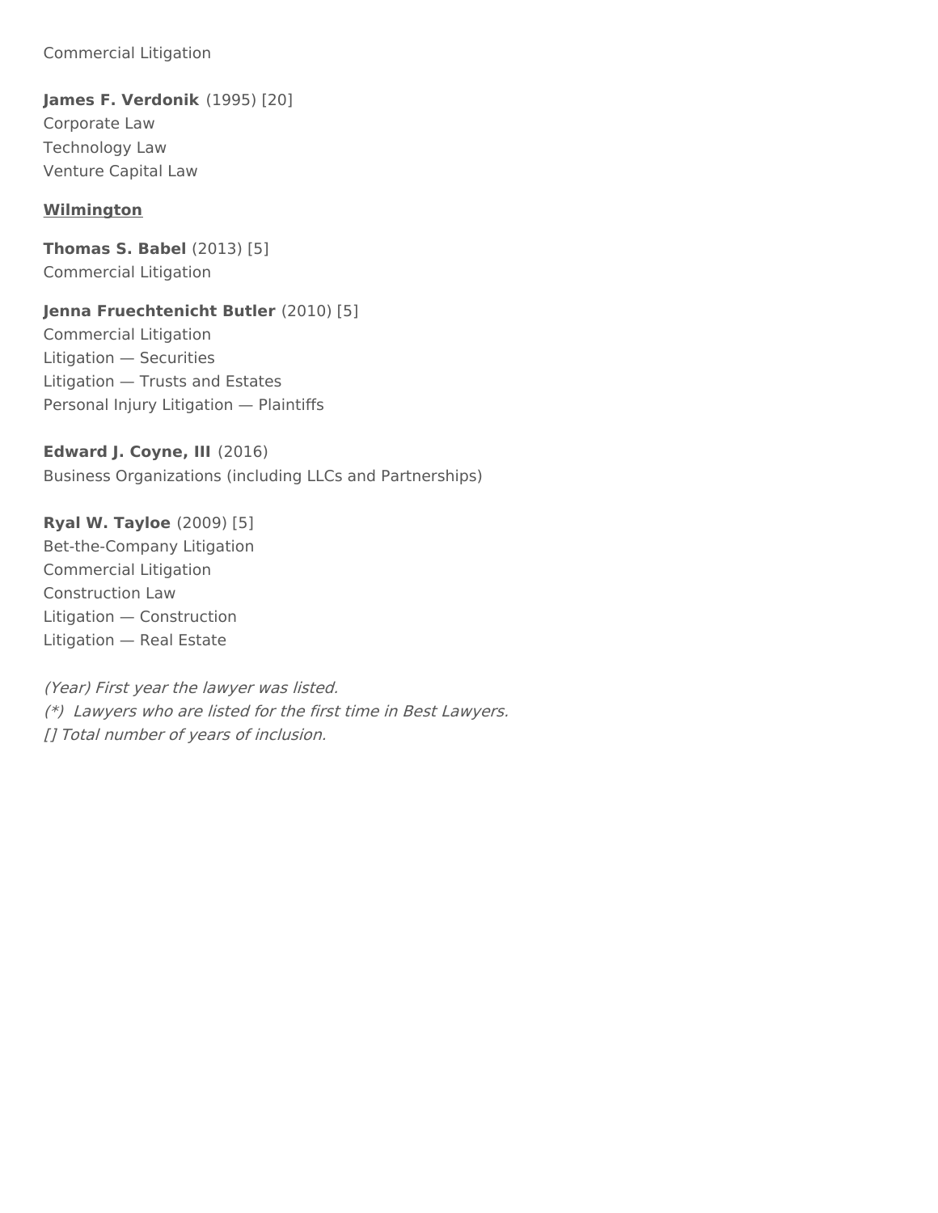Commercial Litigation

**James F. Verdonik** (1995) [20]
Corporate Law
Technology Law
Venture Capital Law

**Wilmington**

**Thomas S. Babel** (2013) [5]
Commercial Litigation

**Jenna Fruechtenicht Butler** (2010) [5]
Commercial Litigation
Litigation — Securities
Litigation — Trusts and Estates
Personal Injury Litigation — Plaintiffs

**Edward J. Coyne, III** (2016)
Business Organizations (including LLCs and Partnerships)

**Ryal W. Tayloe** (2009) [5]
Bet-the-Company Litigation
Commercial Litigation
Construction Law
Litigation — Construction
Litigation — Real Estate

*(Year) First year the lawyer was listed.*
*(*)  Lawyers who are listed for the first time in Best Lawyers.*
*[] Total number of years of inclusion.*